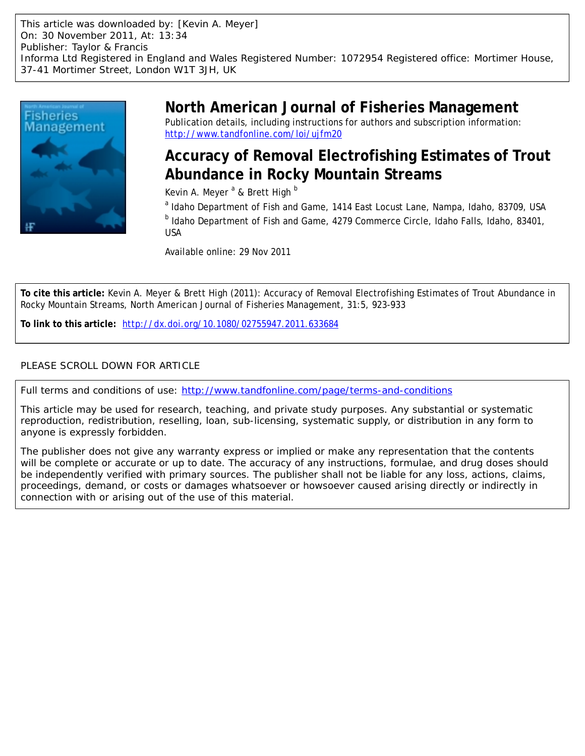This article was downloaded by: [Kevin A. Meyer]
On: 30 November 2011, At: 13:34
Publisher: Taylor & Francis
Informa Ltd Registered in England and Wales Registered Number: 1072954 Registered office: Mortimer House, 37-41 Mortimer Street, London W1T 3JH, UK

# North American Journal of Fisheries Management

Publication details, including instructions for authors and subscription information:
http://www.tandfonline.com/loi/ujfm20

## Accuracy of Removal Electrofishing Estimates of Trout Abundance in Rocky Mountain Streams

Kevin A. Meyer [a] & Brett High [b]

[a] Idaho Department of Fish and Game, 1414 East Locust Lane, Nampa, Idaho, 83709, USA

[b] Idaho Department of Fish and Game, 4279 Commerce Circle, Idaho Falls, Idaho, 83401, USA

Available online: 29 Nov 2011

**To cite this article:** Kevin A. Meyer & Brett High (2011): Accuracy of Removal Electrofishing Estimates of Trout Abundance in Rocky Mountain Streams, North American Journal of Fisheries Management, 31:5, 923-933

**To link to this article:** http://dx.doi.org/10.1080/02755947.2011.633684

PLEASE SCROLL DOWN FOR ARTICLE

Full terms and conditions of use: http://www.tandfonline.com/page/terms-and-conditions

This article may be used for research, teaching, and private study purposes. Any substantial or systematic reproduction, redistribution, reselling, loan, sub-licensing, systematic supply, or distribution in any form to anyone is expressly forbidden.

The publisher does not give any warranty express or implied or make any representation that the contents will be complete or accurate or up to date. The accuracy of any instructions, formulae, and drug doses should be independently verified with primary sources. The publisher shall not be liable for any loss, actions, claims, proceedings, demand, or costs or damages whatsoever or howsoever caused arising directly or indirectly in connection with or arising out of the use of this material.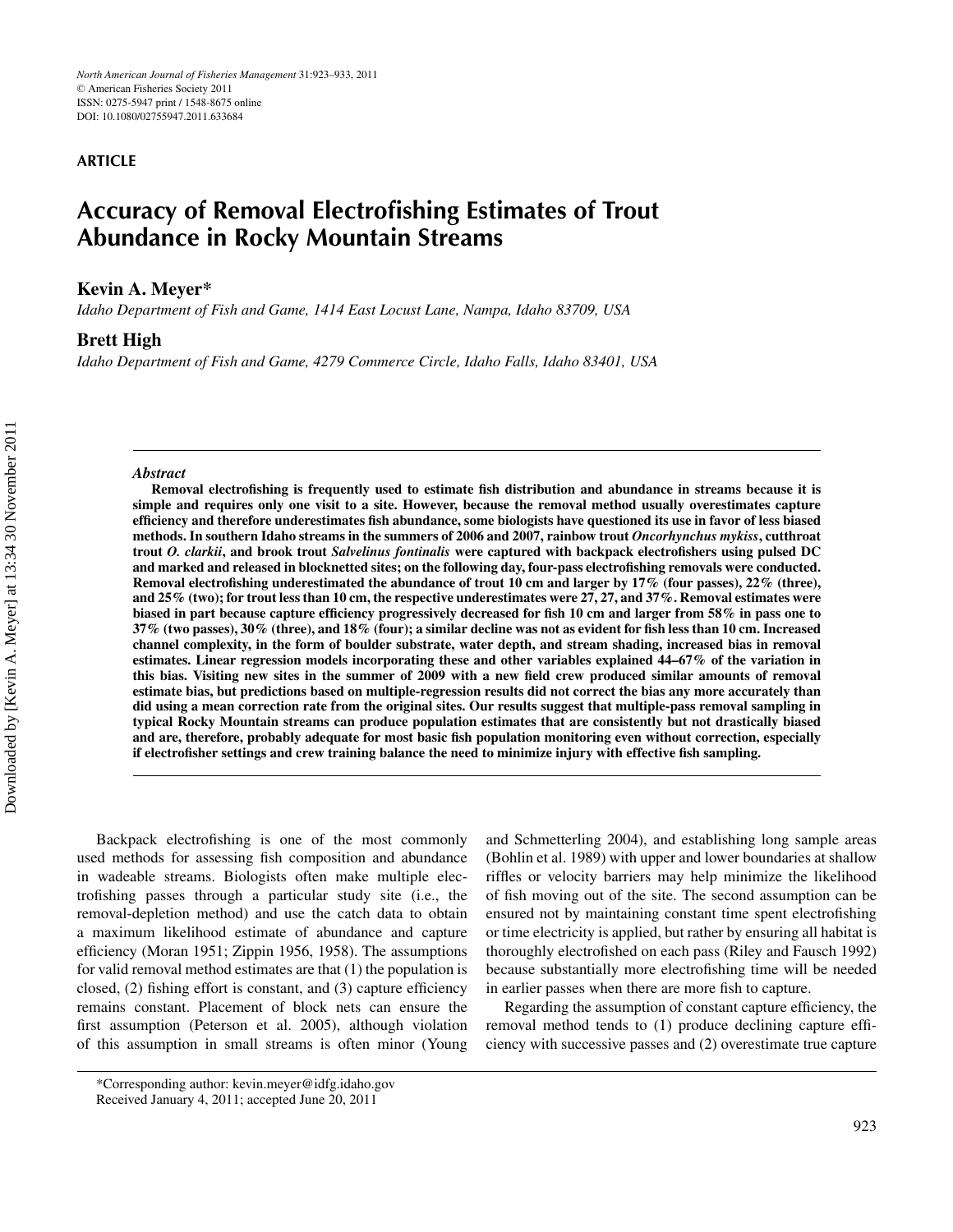**ARTICLE**

# Accuracy of Removal Electrofishing Estimates of Trout Abundance in Rocky Mountain Streams

**Kevin A. Meyer***

*Idaho Department of Fish and Game, 1414 East Locust Lane, Nampa, Idaho 83709, USA*

**Brett High**

*Idaho Department of Fish and Game, 4279 Commerce Circle, Idaho Falls, Idaho 83401, USA*

### *Abstract*

**Removal electrofishing is frequently used to estimate fish distribution and abundance in streams because it is simple and requires only one visit to a site. However, because the removal method usually overestimates capture efficiency and therefore underestimates fish abundance, some biologists have questioned its use in favor of less biased methods. In southern Idaho streams in the summers of 2006 and 2007, rainbow trout *Oncorhynchus mykiss*, cutthroat trout *O. clarkii*, and brook trout *Salvelinus fontinalis* were captured with backpack electrofishers using pulsed DC and marked and released in blocknetted sites; on the following day, four-pass electrofishing removals were conducted. Removal electrofishing underestimated the abundance of trout 10 cm and larger by 17% (four passes), 22% (three), and 25% (two); for trout less than 10 cm, the respective underestimates were 27, 27, and 37%. Removal estimates were biased in part because capture efficiency progressively decreased for fish 10 cm and larger from 58% in pass one to 37% (two passes), 30% (three), and 18% (four); a similar decline was not as evident for fish less than 10 cm. Increased channel complexity, in the form of boulder substrate, water depth, and stream shading, increased bias in removal estimates. Linear regression models incorporating these and other variables explained 44–67% of the variation in this bias. Visiting new sites in the summer of 2009 with a new field crew produced similar amounts of removal estimate bias, but predictions based on multiple-regression results did not correct the bias any more accurately than did using a mean correction rate from the original sites. Our results suggest that multiple-pass removal sampling in typical Rocky Mountain streams can produce population estimates that are consistently but not drastically biased and are, therefore, probably adequate for most basic fish population monitoring even without correction, especially if electrofisher settings and crew training balance the need to minimize injury with effective fish sampling.**

Backpack electrofishing is one of the most commonly used methods for assessing fish composition and abundance in wadeable streams. Biologists often make multiple electrofishing passes through a particular study site (i.e., the removal-depletion method) and use the catch data to obtain a maximum likelihood estimate of abundance and capture efficiency (Moran 1951; Zippin 1956, 1958). The assumptions for valid removal method estimates are that (1) the population is closed, (2) fishing effort is constant, and (3) capture efficiency remains constant. Placement of block nets can ensure the first assumption (Peterson et al. 2005), although violation of this assumption in small streams is often minor (Young and Schmetterling 2004), and establishing long sample areas (Bohlin et al. 1989) with upper and lower boundaries at shallow riffles or velocity barriers may help minimize the likelihood of fish moving out of the site. The second assumption can be ensured not by maintaining constant time spent electrofishing or time electricity is applied, but rather by ensuring all habitat is thoroughly electrofished on each pass (Riley and Fausch 1992) because substantially more electrofishing time will be needed in earlier passes when there are more fish to capture.

Regarding the assumption of constant capture efficiency, the removal method tends to (1) produce declining capture efficiency with successive passes and (2) overestimate true capture

*Corresponding author: kevin.meyer@idfg.idaho.gov
Received January 4, 2011; accepted June 20, 2011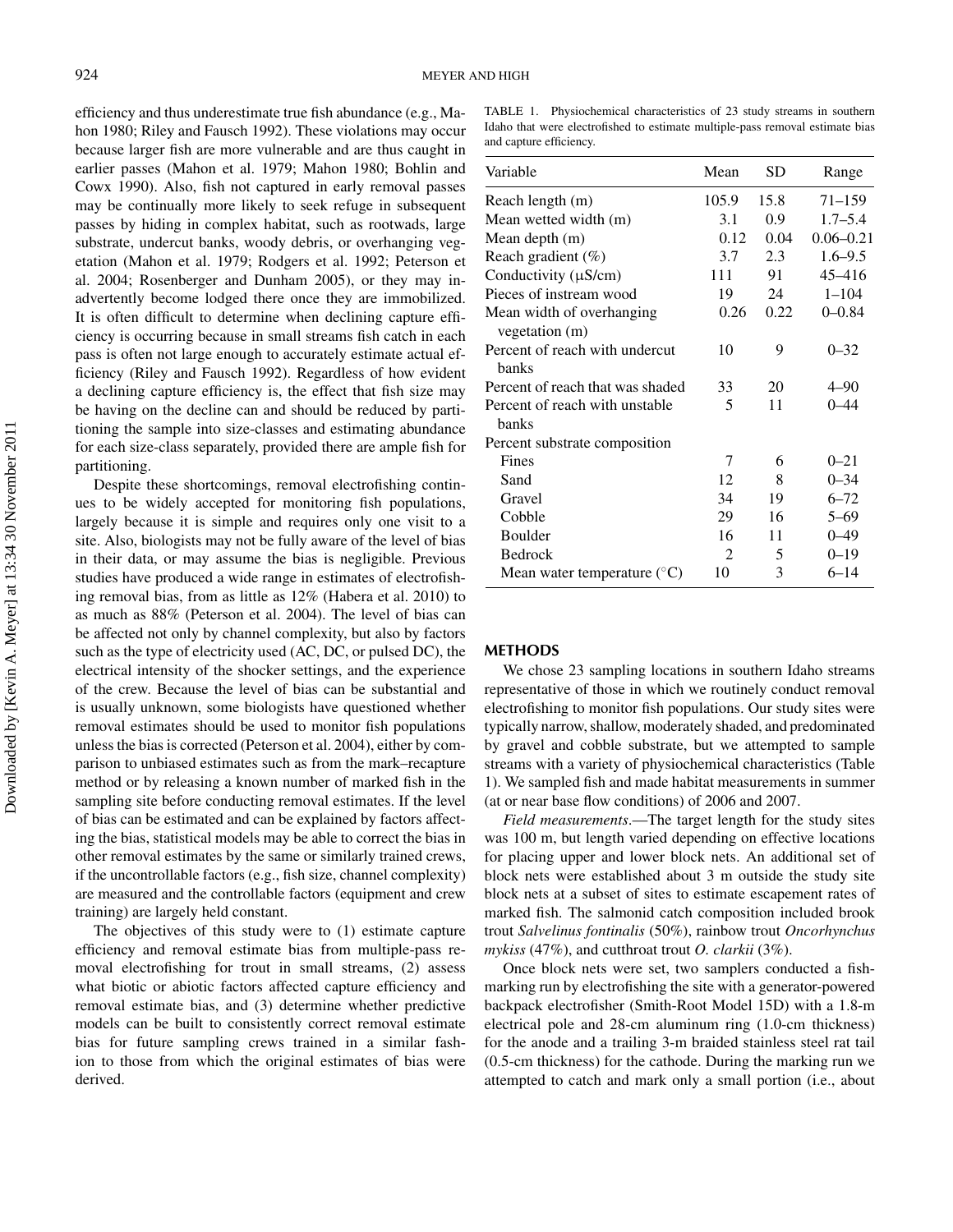efficiency and thus underestimate true fish abundance (e.g., Mahon 1980; Riley and Fausch 1992). These violations may occur because larger fish are more vulnerable and are thus caught in earlier passes (Mahon et al. 1979; Mahon 1980; Bohlin and Cowx 1990). Also, fish not captured in early removal passes may be continually more likely to seek refuge in subsequent passes by hiding in complex habitat, such as rootwads, large substrate, undercut banks, woody debris, or overhanging vegetation (Mahon et al. 1979; Rodgers et al. 1992; Peterson et al. 2004; Rosenberger and Dunham 2005), or they may inadvertently become lodged there once they are immobilized. It is often difficult to determine when declining capture efficiency is occurring because in small streams fish catch in each pass is often not large enough to accurately estimate actual efficiency (Riley and Fausch 1992). Regardless of how evident a declining capture efficiency is, the effect that fish size may be having on the decline can and should be reduced by partitioning the sample into size-classes and estimating abundance for each size-class separately, provided there are ample fish for partitioning.

Despite these shortcomings, removal electrofishing continues to be widely accepted for monitoring fish populations, largely because it is simple and requires only one visit to a site. Also, biologists may not be fully aware of the level of bias in their data, or may assume the bias is negligible. Previous studies have produced a wide range in estimates of electrofishing removal bias, from as little as 12% (Habera et al. 2010) to as much as 88% (Peterson et al. 2004). The level of bias can be affected not only by channel complexity, but also by factors such as the type of electricity used (AC, DC, or pulsed DC), the electrical intensity of the shocker settings, and the experience of the crew. Because the level of bias can be substantial and is usually unknown, some biologists have questioned whether removal estimates should be used to monitor fish populations unless the bias is corrected (Peterson et al. 2004), either by comparison to unbiased estimates such as from the mark–recapture method or by releasing a known number of marked fish in the sampling site before conducting removal estimates. If the level of bias can be estimated and can be explained by factors affecting the bias, statistical models may be able to correct the bias in other removal estimates by the same or similarly trained crews, if the uncontrollable factors (e.g., fish size, channel complexity) are measured and the controllable factors (equipment and crew training) are largely held constant.

The objectives of this study were to (1) estimate capture efficiency and removal estimate bias from multiple-pass removal electrofishing for trout in small streams, (2) assess what biotic or abiotic factors affected capture efficiency and removal estimate bias, and (3) determine whether predictive models can be built to consistently correct removal estimate bias for future sampling crews trained in a similar fashion to those from which the original estimates of bias were derived.

TABLE 1. Physiochemical characteristics of 23 study streams in southern Idaho that were electrofished to estimate multiple-pass removal estimate bias and capture efficiency.

| Variable | Mean | SD | Range |
|---|---|---|---|
| Reach length (m) | 105.9 | 15.8 | 71–159 |
| Mean wetted width (m) | 3.1 | 0.9 | 1.7–5.4 |
| Mean depth (m) | 0.12 | 0.04 | 0.06–0.21 |
| Reach gradient (%) | 3.7 | 2.3 | 1.6–9.5 |
| Conductivity (μS/cm) | 111 | 91 | 45–416 |
| Pieces of instream wood | 19 | 24 | 1–104 |
| Mean width of overhanging vegetation (m) | 0.26 | 0.22 | 0–0.84 |
| Percent of reach with undercut banks | 10 | 9 | 0–32 |
| Percent of reach that was shaded | 33 | 20 | 4–90 |
| Percent of reach with unstable banks | 5 | 11 | 0–44 |
| Percent substrate composition | | | |
| Fines | 7 | 6 | 0–21 |
| Sand | 12 | 8 | 0–34 |
| Gravel | 34 | 19 | 6–72 |
| Cobble | 29 | 16 | 5–69 |
| Boulder | 16 | 11 | 0–49 |
| Bedrock | 2 | 5 | 0–19 |
| Mean water temperature (°C) | 10 | 3 | 6–14 |

## METHODS

We chose 23 sampling locations in southern Idaho streams representative of those in which we routinely conduct removal electrofishing to monitor fish populations. Our study sites were typically narrow, shallow, moderately shaded, and predominated by gravel and cobble substrate, but we attempted to sample streams with a variety of physiochemical characteristics (Table 1). We sampled fish and made habitat measurements in summer (at or near base flow conditions) of 2006 and 2007.

*Field measurements*.—The target length for the study sites was 100 m, but length varied depending on effective locations for placing upper and lower block nets. An additional set of block nets were established about 3 m outside the study site block nets at a subset of sites to estimate escapement rates of marked fish. The salmonid catch composition included brook trout *Salvelinus fontinalis* (50%), rainbow trout *Oncorhynchus mykiss* (47%), and cutthroat trout *O. clarkii* (3%).

Once block nets were set, two samplers conducted a fish-marking run by electrofishing the site with a generator-powered backpack electrofisher (Smith-Root Model 15D) with a 1.8-m electrical pole and 28-cm aluminum ring (1.0-cm thickness) for the anode and a trailing 3-m braided stainless steel rat tail (0.5-cm thickness) for the cathode. During the marking run we attempted to catch and mark only a small portion (i.e., about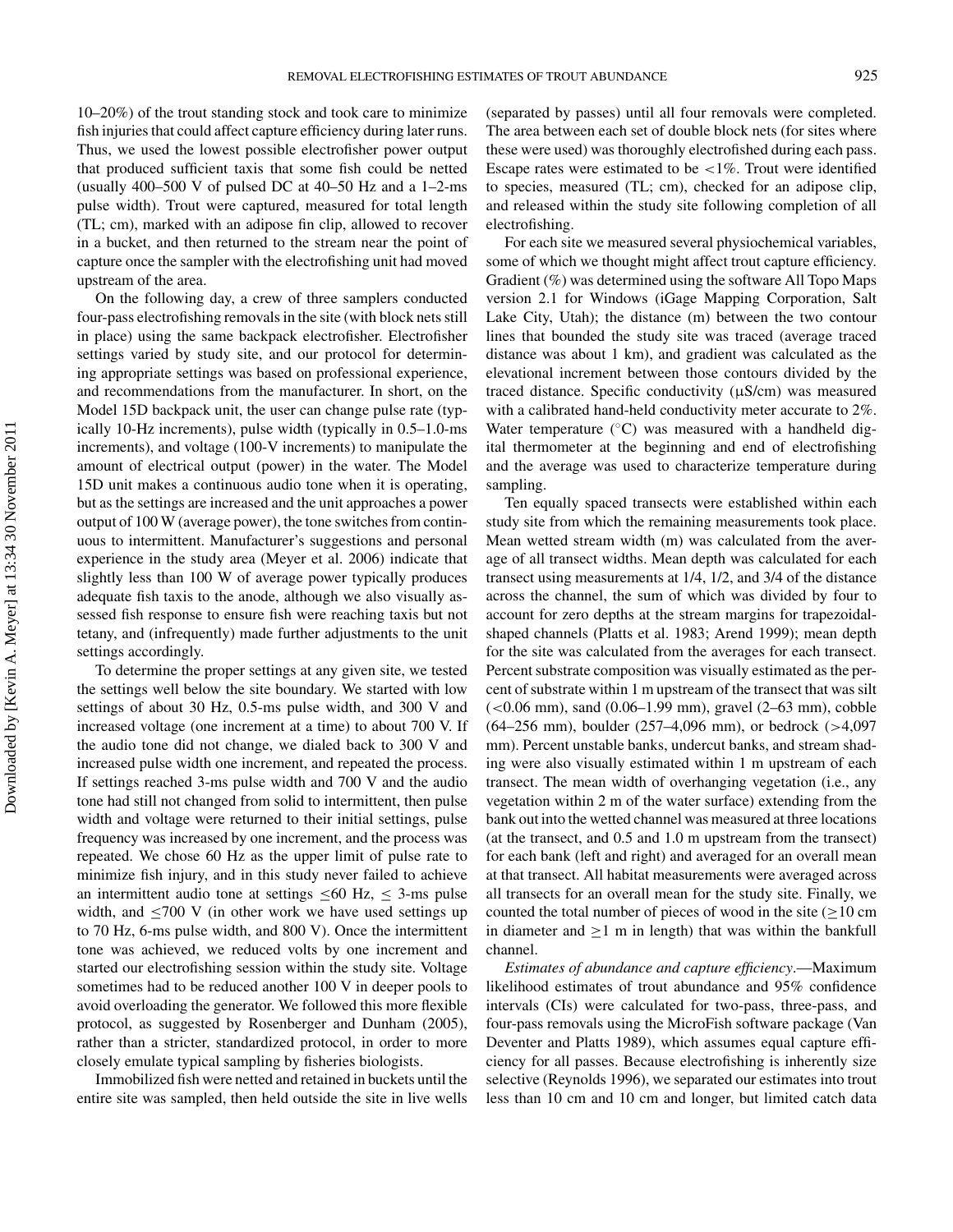10–20%) of the trout standing stock and took care to minimize fish injuries that could affect capture efficiency during later runs. Thus, we used the lowest possible electrofisher power output that produced sufficient taxis that some fish could be netted (usually 400–500 V of pulsed DC at 40–50 Hz and a 1–2-ms pulse width). Trout were captured, measured for total length (TL; cm), marked with an adipose fin clip, allowed to recover in a bucket, and then returned to the stream near the point of capture once the sampler with the electrofishing unit had moved upstream of the area.

On the following day, a crew of three samplers conducted four-pass electrofishing removals in the site (with block nets still in place) using the same backpack electrofisher. Electrofisher settings varied by study site, and our protocol for determining appropriate settings was based on professional experience, and recommendations from the manufacturer. In short, on the Model 15D backpack unit, the user can change pulse rate (typically 10-Hz increments), pulse width (typically in 0.5–1.0-ms increments), and voltage (100-V increments) to manipulate the amount of electrical output (power) in the water. The Model 15D unit makes a continuous audio tone when it is operating, but as the settings are increased and the unit approaches a power output of 100 W (average power), the tone switches from continuous to intermittent. Manufacturer's suggestions and personal experience in the study area (Meyer et al. 2006) indicate that slightly less than 100 W of average power typically produces adequate fish taxis to the anode, although we also visually assessed fish response to ensure fish were reaching taxis but not tetany, and (infrequently) made further adjustments to the unit settings accordingly.

To determine the proper settings at any given site, we tested the settings well below the site boundary. We started with low settings of about 30 Hz, 0.5-ms pulse width, and 300 V and increased voltage (one increment at a time) to about 700 V. If the audio tone did not change, we dialed back to 300 V and increased pulse width one increment, and repeated the process. If settings reached 3-ms pulse width and 700 V and the audio tone had still not changed from solid to intermittent, then pulse width and voltage were returned to their initial settings, pulse frequency was increased by one increment, and the process was repeated. We chose 60 Hz as the upper limit of pulse rate to minimize fish injury, and in this study never failed to achieve an intermittent audio tone at settings ≤60 Hz, ≤ 3-ms pulse width, and ≤700 V (in other work we have used settings up to 70 Hz, 6-ms pulse width, and 800 V). Once the intermittent tone was achieved, we reduced volts by one increment and started our electrofishing session within the study site. Voltage sometimes had to be reduced another 100 V in deeper pools to avoid overloading the generator. We followed this more flexible protocol, as suggested by Rosenberger and Dunham (2005), rather than a stricter, standardized protocol, in order to more closely emulate typical sampling by fisheries biologists.

Immobilized fish were netted and retained in buckets until the entire site was sampled, then held outside the site in live wells (separated by passes) until all four removals were completed. The area between each set of double block nets (for sites where these were used) was thoroughly electrofished during each pass. Escape rates were estimated to be <1%. Trout were identified to species, measured (TL; cm), checked for an adipose clip, and released within the study site following completion of all electrofishing.

For each site we measured several physiochemical variables, some of which we thought might affect trout capture efficiency. Gradient (%) was determined using the software All Topo Maps version 2.1 for Windows (iGage Mapping Corporation, Salt Lake City, Utah); the distance (m) between the two contour lines that bounded the study site was traced (average traced distance was about 1 km), and gradient was calculated as the elevational increment between those contours divided by the traced distance. Specific conductivity (μS/cm) was measured with a calibrated hand-held conductivity meter accurate to 2%. Water temperature (°C) was measured with a handheld digital thermometer at the beginning and end of electrofishing and the average was used to characterize temperature during sampling.

Ten equally spaced transects were established within each study site from which the remaining measurements took place. Mean wetted stream width (m) was calculated from the average of all transect widths. Mean depth was calculated for each transect using measurements at 1/4, 1/2, and 3/4 of the distance across the channel, the sum of which was divided by four to account for zero depths at the stream margins for trapezoidal-shaped channels (Platts et al. 1983; Arend 1999); mean depth for the site was calculated from the averages for each transect. Percent substrate composition was visually estimated as the percent of substrate within 1 m upstream of the transect that was silt (<0.06 mm), sand (0.06–1.99 mm), gravel (2–63 mm), cobble (64–256 mm), boulder (257–4,096 mm), or bedrock (>4,097 mm). Percent unstable banks, undercut banks, and stream shading were also visually estimated within 1 m upstream of each transect. The mean width of overhanging vegetation (i.e., any vegetation within 2 m of the water surface) extending from the bank out into the wetted channel was measured at three locations (at the transect, and 0.5 and 1.0 m upstream from the transect) for each bank (left and right) and averaged for an overall mean at that transect. All habitat measurements were averaged across all transects for an overall mean for the study site. Finally, we counted the total number of pieces of wood in the site (≥10 cm in diameter and ≥1 m in length) that was within the bankfull channel.

*Estimates of abundance and capture efficiency*.—Maximum likelihood estimates of trout abundance and 95% confidence intervals (CIs) were calculated for two-pass, three-pass, and four-pass removals using the MicroFish software package (Van Deventer and Platts 1989), which assumes equal capture efficiency for all passes. Because electrofishing is inherently size selective (Reynolds 1996), we separated our estimates into trout less than 10 cm and 10 cm and longer, but limited catch data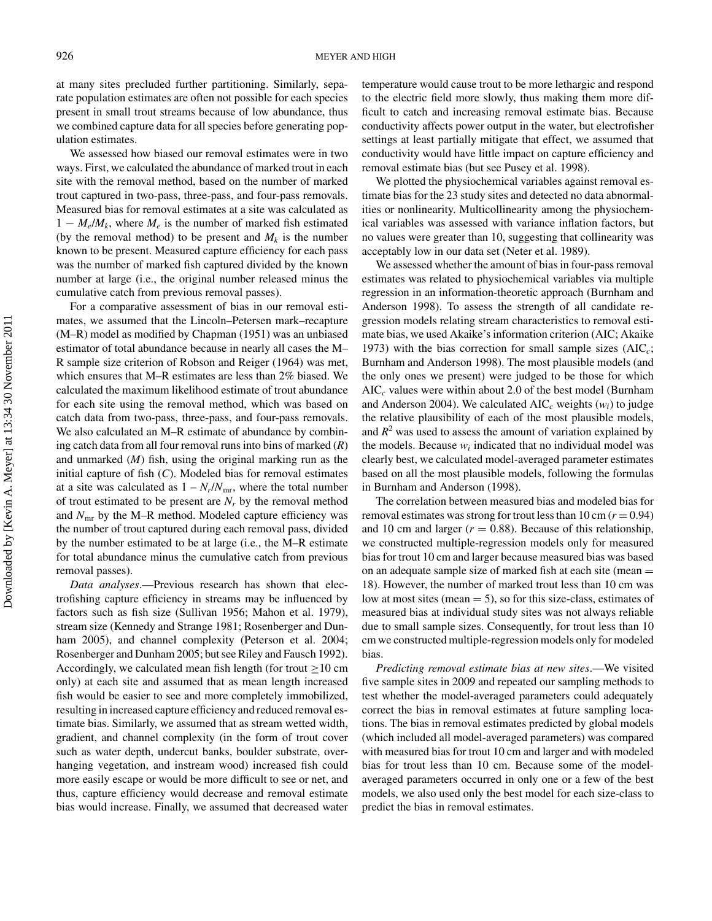at many sites precluded further partitioning. Similarly, separate population estimates are often not possible for each species present in small trout streams because of low abundance, thus we combined capture data for all species before generating population estimates.

We assessed how biased our removal estimates were in two ways. First, we calculated the abundance of marked trout in each site with the removal method, based on the number of marked trout captured in two-pass, three-pass, and four-pass removals. Measured bias for removal estimates at a site was calculated as $1 - M_e/M_k$, where $M_e$ is the number of marked fish estimated (by the removal method) to be present and $M_k$ is the number known to be present. Measured capture efficiency for each pass was the number of marked fish captured divided by the known number at large (i.e., the original number released minus the cumulative catch from previous removal passes).

For a comparative assessment of bias in our removal estimates, we assumed that the Lincoln–Petersen mark–recapture (M–R) model as modified by Chapman (1951) was an unbiased estimator of total abundance because in nearly all cases the M–R sample size criterion of Robson and Reiger (1964) was met, which ensures that M–R estimates are less than 2% biased. We calculated the maximum likelihood estimate of trout abundance for each site using the removal method, which was based on catch data from two-pass, three-pass, and four-pass removals. We also calculated an M–R estimate of abundance by combining catch data from all four removal runs into bins of marked ($R$) and unmarked ($M$) fish, using the original marking run as the initial capture of fish ($C$). Modeled bias for removal estimates at a site was calculated as $1 – N_r/N_{mr}$, where the total number of trout estimated to be present are $N_r$ by the removal method and $N_{mr}$ by the M–R method. Modeled capture efficiency was the number of trout captured during each removal pass, divided by the number estimated to be at large (i.e., the M–R estimate for total abundance minus the cumulative catch from previous removal passes).

*Data analyses*.—Previous research has shown that electrofishing capture efficiency in streams may be influenced by factors such as fish size (Sullivan 1956; Mahon et al. 1979), stream size (Kennedy and Strange 1981; Rosenberger and Dunham 2005), and channel complexity (Peterson et al. 2004; Rosenberger and Dunham 2005; but see Riley and Fausch 1992). Accordingly, we calculated mean fish length (for trout $\geq$10 cm only) at each site and assumed that as mean length increased fish would be easier to see and more completely immobilized, resulting in increased capture efficiency and reduced removal estimate bias. Similarly, we assumed that as stream wetted width, gradient, and channel complexity (in the form of trout cover such as water depth, undercut banks, boulder substrate, overhanging vegetation, and instream wood) increased fish could more easily escape or would be more difficult to see or net, and thus, capture efficiency would decrease and removal estimate bias would increase. Finally, we assumed that decreased water temperature would cause trout to be more lethargic and respond to the electric field more slowly, thus making them more difficult to catch and increasing removal estimate bias. Because conductivity affects power output in the water, but electrofisher settings at least partially mitigate that effect, we assumed that conductivity would have little impact on capture efficiency and removal estimate bias (but see Pusey et al. 1998).

We plotted the physiochemical variables against removal estimate bias for the 23 study sites and detected no data abnormalities or nonlinearity. Multicollinearity among the physiochemical variables was assessed with variance inflation factors, but no values were greater than 10, suggesting that collinearity was acceptably low in our data set (Neter et al. 1989).

We assessed whether the amount of bias in four-pass removal estimates was related to physiochemical variables via multiple regression in an information-theoretic approach (Burnham and Anderson 1998). To assess the strength of all candidate regression models relating stream characteristics to removal estimate bias, we used Akaike's information criterion (AIC; Akaike 1973) with the bias correction for small sample sizes ($AIC_c$; Burnham and Anderson 1998). The most plausible models (and the only ones we present) were judged to be those for which $AIC_c$ values were within about 2.0 of the best model (Burnham and Anderson 2004). We calculated $AIC_c$ weights ($w_i$) to judge the relative plausibility of each of the most plausible models, and $R^2$ was used to assess the amount of variation explained by the models. Because $w_i$ indicated that no individual model was clearly best, we calculated model-averaged parameter estimates based on all the most plausible models, following the formulas in Burnham and Anderson (1998).

The correlation between measured bias and modeled bias for removal estimates was strong for trout less than 10 cm ($r = 0.94$) and 10 cm and larger ($r = 0.88$). Because of this relationship, we constructed multiple-regression models only for measured bias for trout 10 cm and larger because measured bias was based on an adequate sample size of marked fish at each site (mean = 18). However, the number of marked trout less than 10 cm was low at most sites (mean = 5), so for this size-class, estimates of measured bias at individual study sites was not always reliable due to small sample sizes. Consequently, for trout less than 10 cm we constructed multiple-regression models only for modeled bias.

*Predicting removal estimate bias at new sites*.—We visited five sample sites in 2009 and repeated our sampling methods to test whether the model-averaged parameters could adequately correct the bias in removal estimates at future sampling locations. The bias in removal estimates predicted by global models (which included all model-averaged parameters) was compared with measured bias for trout 10 cm and larger and with modeled bias for trout less than 10 cm. Because some of the model-averaged parameters occurred in only one or a few of the best models, we also used only the best model for each size-class to predict the bias in removal estimates.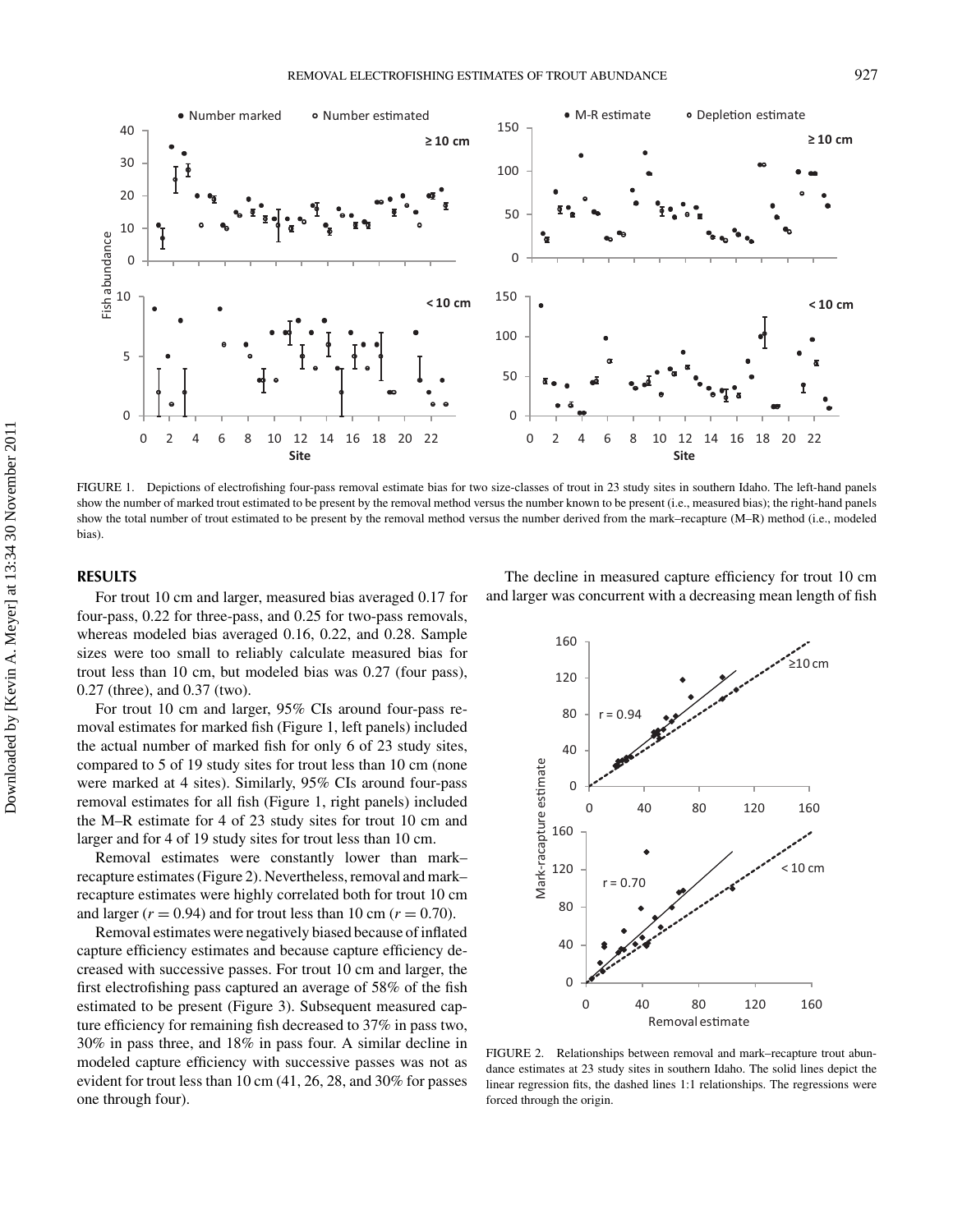FIGURE 1. Depictions of electrofishing four-pass removal estimate bias for two size-classes of trout in 23 study sites in southern Idaho. The left-hand panels show the number of marked trout estimated to be present by the removal method versus the number known to be present (i.e., measured bias); the right-hand panels show the total number of trout estimated to be present by the removal method versus the number derived from the mark–recapture (M–R) method (i.e., modeled bias).

## RESULTS

For trout 10 cm and larger, measured bias averaged 0.17 for four-pass, 0.22 for three-pass, and 0.25 for two-pass removals, whereas modeled bias averaged 0.16, 0.22, and 0.28. Sample sizes were too small to reliably calculate measured bias for trout less than 10 cm, but modeled bias was 0.27 (four pass), 0.27 (three), and 0.37 (two).

For trout 10 cm and larger, 95% CIs around four-pass removal estimates for marked fish (Figure 1, left panels) included the actual number of marked fish for only 6 of 23 study sites, compared to 5 of 19 study sites for trout less than 10 cm (none were marked at 4 sites). Similarly, 95% CIs around four-pass removal estimates for all fish (Figure 1, right panels) included the M–R estimate for 4 of 23 study sites for trout 10 cm and larger and for 4 of 19 study sites for trout less than 10 cm.

Removal estimates were constantly lower than mark–recapture estimates (Figure 2). Nevertheless, removal and mark–recapture estimates were highly correlated both for trout 10 cm and larger ($r = 0.94$) and for trout less than 10 cm ($r = 0.70$).

Removal estimates were negatively biased because of inflated capture efficiency estimates and because capture efficiency decreased with successive passes. For trout 10 cm and larger, the first electrofishing pass captured an average of 58% of the fish estimated to be present (Figure 3). Subsequent measured capture efficiency for remaining fish decreased to 37% in pass two, 30% in pass three, and 18% in pass four. A similar decline in modeled capture efficiency with successive passes was not as evident for trout less than 10 cm (41, 26, 28, and 30% for passes one through four).

The decline in measured capture efficiency for trout 10 cm and larger was concurrent with a decreasing mean length of fish

FIGURE 2. Relationships between removal and mark–recapture trout abundance estimates at 23 study sites in southern Idaho. The solid lines depict the linear regression fits, the dashed lines 1:1 relationships. The regressions were forced through the origin.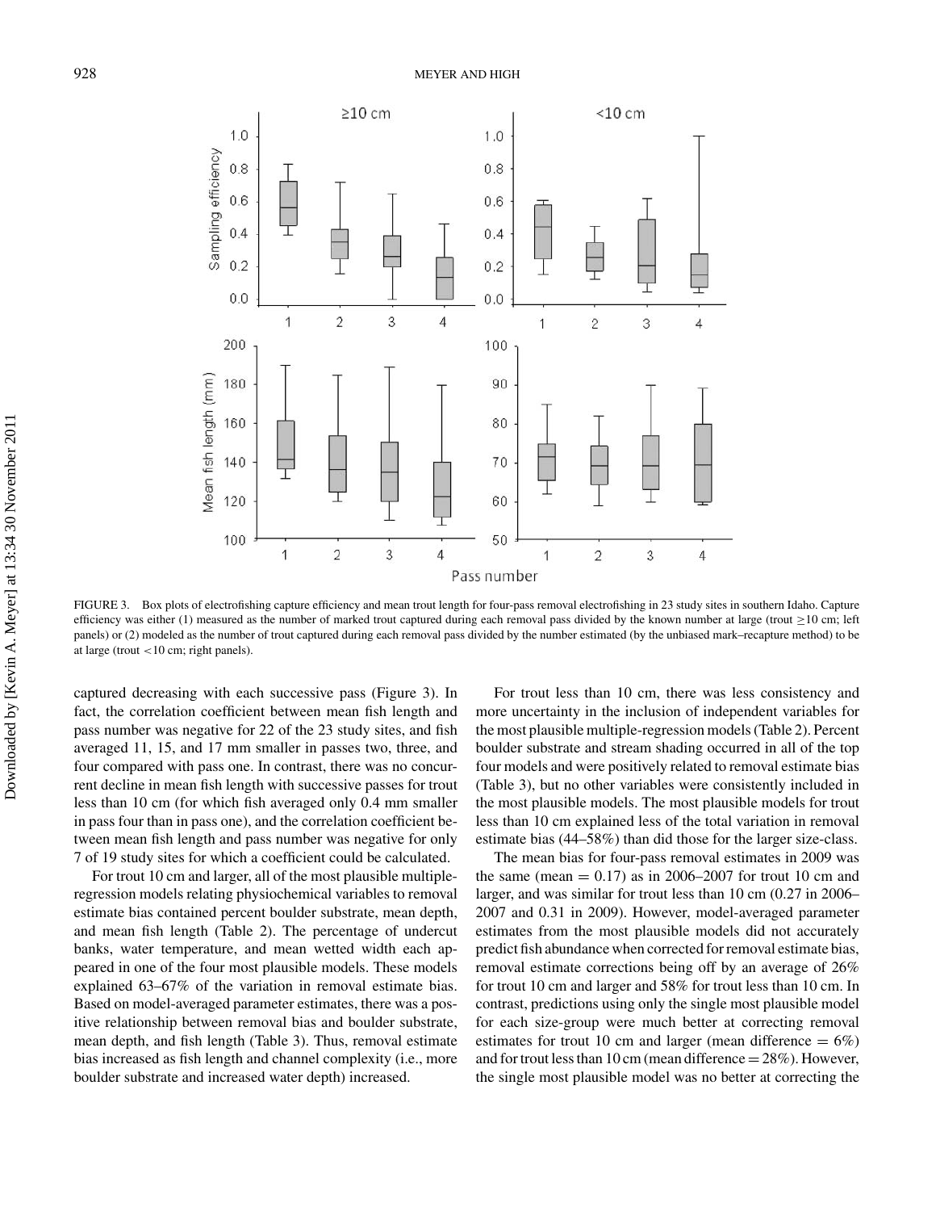FIGURE 3. Box plots of electrofishing capture efficiency and mean trout length for four-pass removal electrofishing in 23 study sites in southern Idaho. Capture efficiency was either (1) measured as the number of marked trout captured during each removal pass divided by the known number at large (trout ≥10 cm; left panels) or (2) modeled as the number of trout captured during each removal pass divided by the number estimated (by the unbiased mark–recapture method) to be at large (trout <10 cm; right panels).

captured decreasing with each successive pass (Figure 3). In fact, the correlation coefficient between mean fish length and pass number was negative for 22 of the 23 study sites, and fish averaged 11, 15, and 17 mm smaller in passes two, three, and four compared with pass one. In contrast, there was no concurrent decline in mean fish length with successive passes for trout less than 10 cm (for which fish averaged only 0.4 mm smaller in pass four than in pass one), and the correlation coefficient between mean fish length and pass number was negative for only 7 of 19 study sites for which a coefficient could be calculated.

For trout 10 cm and larger, all of the most plausible multiple-regression models relating physiochemical variables to removal estimate bias contained percent boulder substrate, mean depth, and mean fish length (Table 2). The percentage of undercut banks, water temperature, and mean wetted width each appeared in one of the four most plausible models. These models explained 63–67% of the variation in removal estimate bias. Based on model-averaged parameter estimates, there was a positive relationship between removal bias and boulder substrate, mean depth, and fish length (Table 3). Thus, removal estimate bias increased as fish length and channel complexity (i.e., more boulder substrate and increased water depth) increased.

For trout less than 10 cm, there was less consistency and more uncertainty in the inclusion of independent variables for the most plausible multiple-regression models (Table 2). Percent boulder substrate and stream shading occurred in all of the top four models and were positively related to removal estimate bias (Table 3), but no other variables were consistently included in the most plausible models. The most plausible models for trout less than 10 cm explained less of the total variation in removal estimate bias (44–58%) than did those for the larger size-class.

The mean bias for four-pass removal estimates in 2009 was the same (mean = 0.17) as in 2006–2007 for trout 10 cm and larger, and was similar for trout less than 10 cm (0.27 in 2006–2007 and 0.31 in 2009). However, model-averaged parameter estimates from the most plausible models did not accurately predict fish abundance when corrected for removal estimate bias, removal estimate corrections being off by an average of 26% for trout 10 cm and larger and 58% for trout less than 10 cm. In contrast, predictions using only the single most plausible model for each size-group were much better at correcting removal estimates for trout 10 cm and larger (mean difference = 6%) and for trout less than 10 cm (mean difference = 28%). However, the single most plausible model was no better at correcting the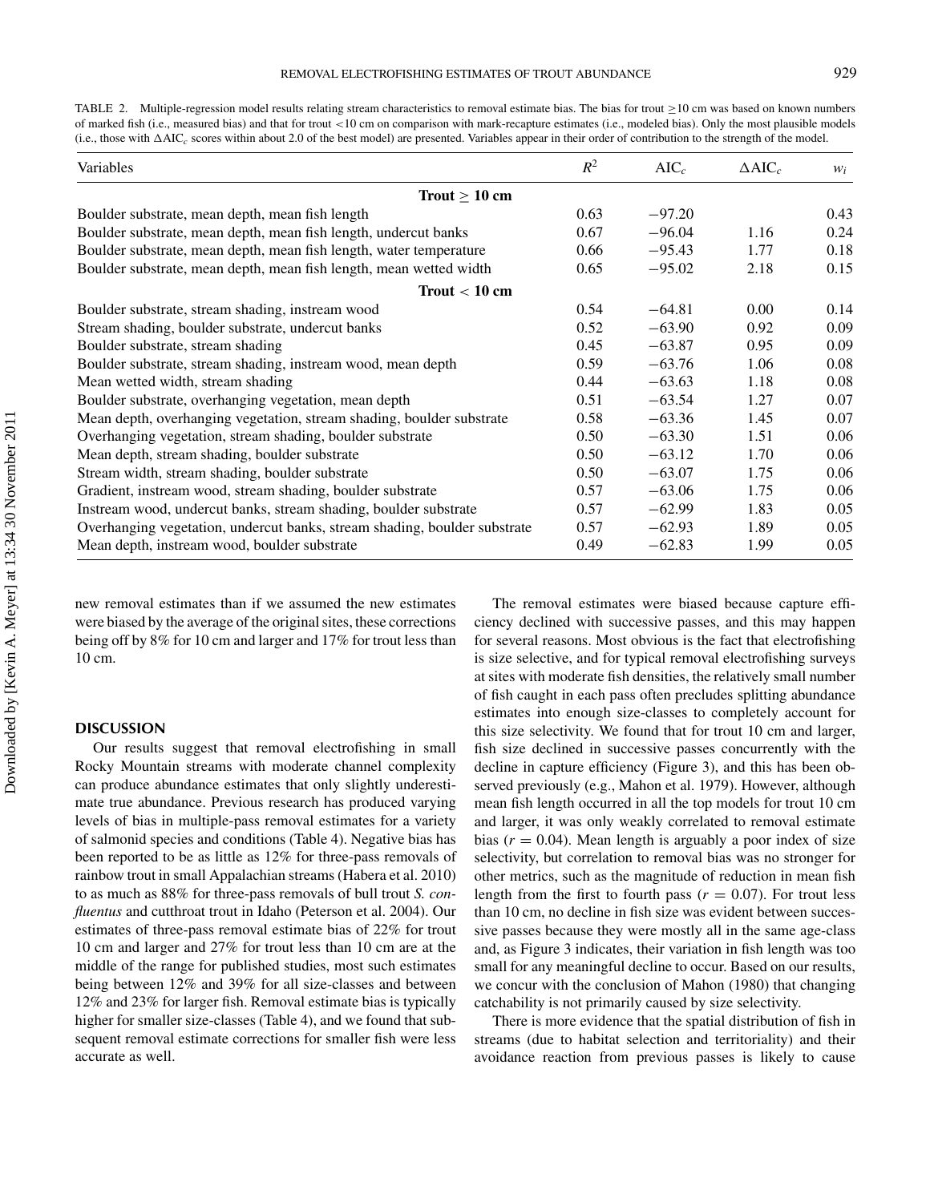TABLE 2. Multiple-regression model results relating stream characteristics to removal estimate bias. The bias for trout ≥10 cm was based on known numbers of marked fish (i.e., measured bias) and that for trout <10 cm on comparison with mark-recapture estimates (i.e., modeled bias). Only the most plausible models (i.e., those with $\Delta AIC_c$ scores within about 2.0 of the best model) are presented. Variables appear in their order of contribution to the strength of the model.

| Variables | $R^2$ | $AIC_c$ | $\Delta AIC_c$ | $w_i$ |
|---|---|---|---|---|
| **Trout ≥ 10 cm** | | | | |
| Boulder substrate, mean depth, mean fish length | 0.63 | −97.20 | | 0.43 |
| Boulder substrate, mean depth, mean fish length, undercut banks | 0.67 | −96.04 | 1.16 | 0.24 |
| Boulder substrate, mean depth, mean fish length, water temperature | 0.66 | −95.43 | 1.77 | 0.18 |
| Boulder substrate, mean depth, mean fish length, mean wetted width | 0.65 | −95.02 | 2.18 | 0.15 |
| **Trout < 10 cm** | | | | |
| Boulder substrate, stream shading, instream wood | 0.54 | −64.81 | 0.00 | 0.14 |
| Stream shading, boulder substrate, undercut banks | 0.52 | −63.90 | 0.92 | 0.09 |
| Boulder substrate, stream shading | 0.45 | −63.87 | 0.95 | 0.09 |
| Boulder substrate, stream shading, instream wood, mean depth | 0.59 | −63.76 | 1.06 | 0.08 |
| Mean wetted width, stream shading | 0.44 | −63.63 | 1.18 | 0.08 |
| Boulder substrate, overhanging vegetation, mean depth | 0.51 | −63.54 | 1.27 | 0.07 |
| Mean depth, overhanging vegetation, stream shading, boulder substrate | 0.58 | −63.36 | 1.45 | 0.07 |
| Overhanging vegetation, stream shading, boulder substrate | 0.50 | −63.30 | 1.51 | 0.06 |
| Mean depth, stream shading, boulder substrate | 0.50 | −63.12 | 1.70 | 0.06 |
| Stream width, stream shading, boulder substrate | 0.50 | −63.07 | 1.75 | 0.06 |
| Gradient, instream wood, stream shading, boulder substrate | 0.57 | −63.06 | 1.75 | 0.06 |
| Instream wood, undercut banks, stream shading, boulder substrate | 0.57 | −62.99 | 1.83 | 0.05 |
| Overhanging vegetation, undercut banks, stream shading, boulder substrate | 0.57 | −62.93 | 1.89 | 0.05 |
| Mean depth, instream wood, boulder substrate | 0.49 | −62.83 | 1.99 | 0.05 |

new removal estimates than if we assumed the new estimates were biased by the average of the original sites, these corrections being off by 8% for 10 cm and larger and 17% for trout less than 10 cm.

## DISCUSSION

Our results suggest that removal electrofishing in small Rocky Mountain streams with moderate channel complexity can produce abundance estimates that only slightly underestimate true abundance. Previous research has produced varying levels of bias in multiple-pass removal estimates for a variety of salmonid species and conditions (Table 4). Negative bias has been reported to be as little as 12% for three-pass removals of rainbow trout in small Appalachian streams (Habera et al. 2010) to as much as 88% for three-pass removals of bull trout *S. confluentus* and cutthroat trout in Idaho (Peterson et al. 2004). Our estimates of three-pass removal estimate bias of 22% for trout 10 cm and larger and 27% for trout less than 10 cm are at the middle of the range for published studies, most such estimates being between 12% and 39% for all size-classes and between 12% and 23% for larger fish. Removal estimate bias is typically higher for smaller size-classes (Table 4), and we found that subsequent removal estimate corrections for smaller fish were less accurate as well.

The removal estimates were biased because capture efficiency declined with successive passes, and this may happen for several reasons. Most obvious is the fact that electrofishing is size selective, and for typical removal electrofishing surveys at sites with moderate fish densities, the relatively small number of fish caught in each pass often precludes splitting abundance estimates into enough size-classes to completely account for this size selectivity. We found that for trout 10 cm and larger, fish size declined in successive passes concurrently with the decline in capture efficiency (Figure 3), and this has been observed previously (e.g., Mahon et al. 1979). However, although mean fish length occurred in all the top models for trout 10 cm and larger, it was only weakly correlated to removal estimate bias ($r = 0.04$). Mean length is arguably a poor index of size selectivity, but correlation to removal bias was no stronger for other metrics, such as the magnitude of reduction in mean fish length from the first to fourth pass ($r = 0.07$). For trout less than 10 cm, no decline in fish size was evident between successive passes because they were mostly all in the same age-class and, as Figure 3 indicates, their variation in fish length was too small for any meaningful decline to occur. Based on our results, we concur with the conclusion of Mahon (1980) that changing catchability is not primarily caused by size selectivity.

There is more evidence that the spatial distribution of fish in streams (due to habitat selection and territoriality) and their avoidance reaction from previous passes is likely to cause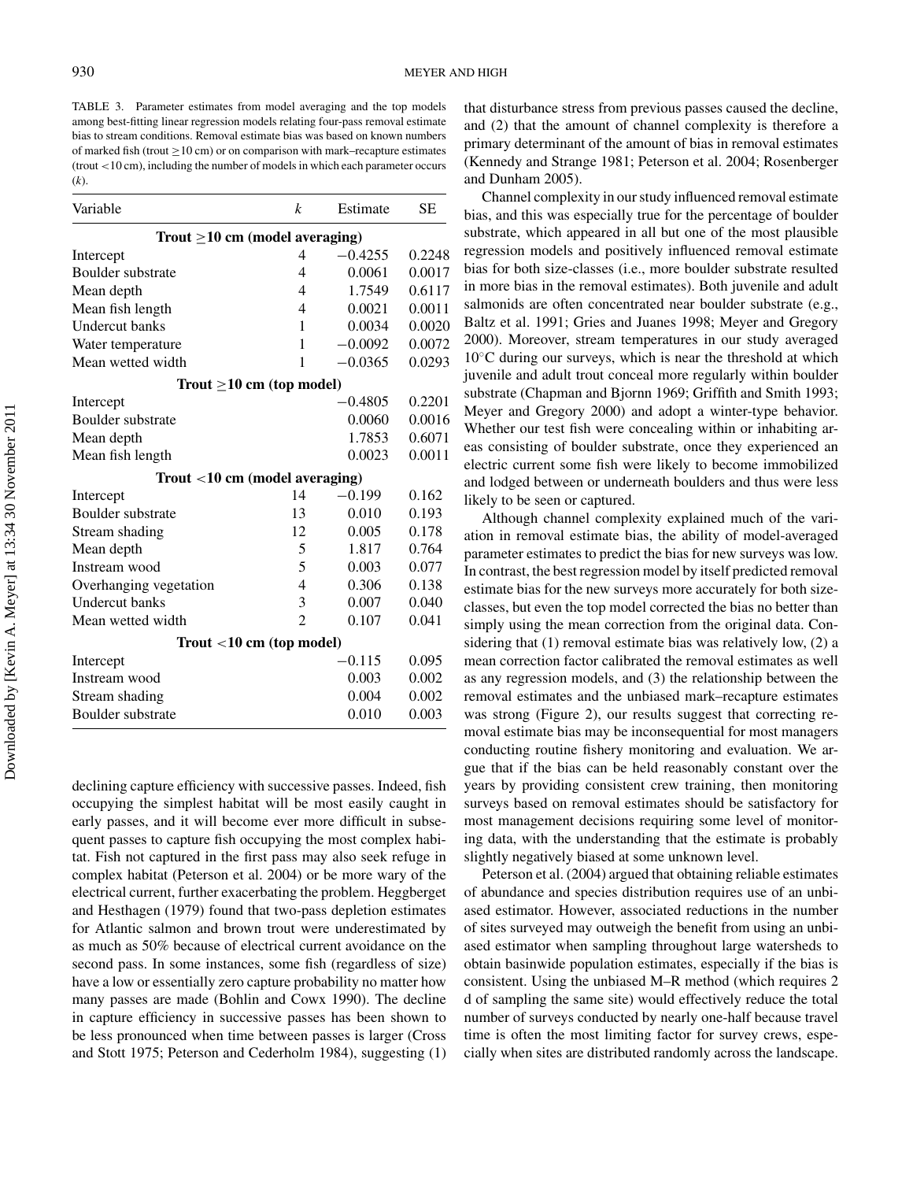TABLE 3. Parameter estimates from model averaging and the top models among best-fitting linear regression models relating four-pass removal estimate bias to stream conditions. Removal estimate bias was based on known numbers of marked fish (trout ≥10 cm) or on comparison with mark–recapture estimates (trout <10 cm), including the number of models in which each parameter occurs (*k*).

| Variable | *k* | Estimate | SE |
|---|---|---|---|
| **Trout ≥10 cm (model averaging)** | | | |
| Intercept | 4 | −0.4255 | 0.2248 |
| Boulder substrate | 4 | 0.0061 | 0.0017 |
| Mean depth | 4 | 1.7549 | 0.6117 |
| Mean fish length | 4 | 0.0021 | 0.0011 |
| Undercut banks | 1 | 0.0034 | 0.0020 |
| Water temperature | 1 | −0.0092 | 0.0072 |
| Mean wetted width | 1 | −0.0365 | 0.0293 |
| **Trout ≥10 cm (top model)** | | | |
| Intercept | | −0.4805 | 0.2201 |
| Boulder substrate | | 0.0060 | 0.0016 |
| Mean depth | | 1.7853 | 0.6071 |
| Mean fish length | | 0.0023 | 0.0011 |
| **Trout <10 cm (model averaging)** | | | |
| Intercept | 14 | −0.199 | 0.162 |
| Boulder substrate | 13 | 0.010 | 0.193 |
| Stream shading | 12 | 0.005 | 0.178 |
| Mean depth | 5 | 1.817 | 0.764 |
| Instream wood | 5 | 0.003 | 0.077 |
| Overhanging vegetation | 4 | 0.306 | 0.138 |
| Undercut banks | 3 | 0.007 | 0.040 |
| Mean wetted width | 2 | 0.107 | 0.041 |
| **Trout <10 cm (top model)** | | | |
| Intercept | | −0.115 | 0.095 |
| Instream wood | | 0.003 | 0.002 |
| Stream shading | | 0.004 | 0.002 |
| Boulder substrate | | 0.010 | 0.003 |

declining capture efficiency with successive passes. Indeed, fish occupying the simplest habitat will be most easily caught in early passes, and it will become ever more difficult in subsequent passes to capture fish occupying the most complex habitat. Fish not captured in the first pass may also seek refuge in complex habitat (Peterson et al. 2004) or be more wary of the electrical current, further exacerbating the problem. Heggberget and Hesthagen (1979) found that two-pass depletion estimates for Atlantic salmon and brown trout were underestimated by as much as 50% because of electrical current avoidance on the second pass. In some instances, some fish (regardless of size) have a low or essentially zero capture probability no matter how many passes are made (Bohlin and Cowx 1990). The decline in capture efficiency in successive passes has been shown to be less pronounced when time between passes is larger (Cross and Stott 1975; Peterson and Cederholm 1984), suggesting (1) that disturbance stress from previous passes caused the decline, and (2) that the amount of channel complexity is therefore a primary determinant of the amount of bias in removal estimates (Kennedy and Strange 1981; Peterson et al. 2004; Rosenberger and Dunham 2005).

Channel complexity in our study influenced removal estimate bias, and this was especially true for the percentage of boulder substrate, which appeared in all but one of the most plausible regression models and positively influenced removal estimate bias for both size-classes (i.e., more boulder substrate resulted in more bias in the removal estimates). Both juvenile and adult salmonids are often concentrated near boulder substrate (e.g., Baltz et al. 1991; Gries and Juanes 1998; Meyer and Gregory 2000). Moreover, stream temperatures in our study averaged 10°C during our surveys, which is near the threshold at which juvenile and adult trout conceal more regularly within boulder substrate (Chapman and Bjornn 1969; Griffith and Smith 1993; Meyer and Gregory 2000) and adopt a winter-type behavior. Whether our test fish were concealing within or inhabiting areas consisting of boulder substrate, once they experienced an electric current some fish were likely to become immobilized and lodged between or underneath boulders and thus were less likely to be seen or captured.

Although channel complexity explained much of the variation in removal estimate bias, the ability of model-averaged parameter estimates to predict the bias for new surveys was low. In contrast, the best regression model by itself predicted removal estimate bias for the new surveys more accurately for both size-classes, but even the top model corrected the bias no better than simply using the mean correction from the original data. Considering that (1) removal estimate bias was relatively low, (2) a mean correction factor calibrated the removal estimates as well as any regression models, and (3) the relationship between the removal estimates and the unbiased mark–recapture estimates was strong (Figure 2), our results suggest that correcting removal estimate bias may be inconsequential for most managers conducting routine fishery monitoring and evaluation. We argue that if the bias can be held reasonably constant over the years by providing consistent crew training, then monitoring surveys based on removal estimates should be satisfactory for most management decisions requiring some level of monitoring data, with the understanding that the estimate is probably slightly negatively biased at some unknown level.

Peterson et al. (2004) argued that obtaining reliable estimates of abundance and species distribution requires use of an unbiased estimator. However, associated reductions in the number of sites surveyed may outweigh the benefit from using an unbiased estimator when sampling throughout large watersheds to obtain basinwide population estimates, especially if the bias is consistent. Using the unbiased M–R method (which requires 2 d of sampling the same site) would effectively reduce the total number of surveys conducted by nearly one-half because travel time is often the most limiting factor for survey crews, especially when sites are distributed randomly across the landscape.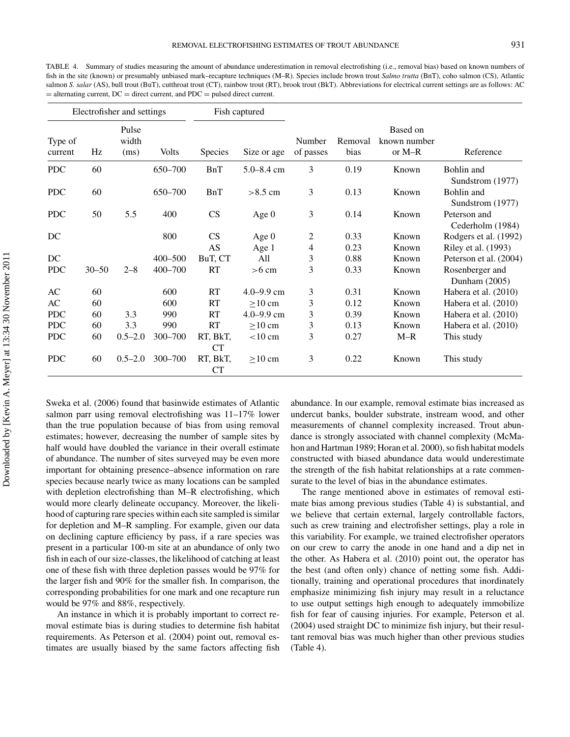TABLE 4. Summary of studies measuring the amount of abundance underestimation in removal electrofishing (i.e., removal bias) based on known numbers of fish in the site (known) or presumably unbiased mark–recapture techniques (M–R). Species include brown trout *Salmo trutta* (BnT), coho salmon (CS), Atlantic salmon *S. salar* (AS), bull trout (BuT), cutthroat trout (CT), rainbow trout (RT), brook trout (BkT). Abbreviations for electrical current settings are as follows: AC = alternating current, DC = direct current, and PDC = pulsed direct current.

| Electrofisher and settings | | | | Fish captured | | | | | |
|---|---|---|---|---|---|---|---|---|---|
| Type of current | Hz | Pulse width (ms) | Volts | Species | Size or age | Number of passes | Removal bias | Based on known number or M–R | Reference |
| PDC | 60 | | 650–700 | BnT | 5.0–8.4 cm | 3 | 0.19 | Known | Bohlin and Sundstrom (1977) |
| PDC | 60 | | 650–700 | BnT | >8.5 cm | 3 | 0.13 | Known | Bohlin and Sundstrom (1977) |
| PDC | 50 | 5.5 | 400 | CS | Age 0 | 3 | 0.14 | Known | Peterson and Cederholm (1984) |
| DC | | | 800 | CS | Age 0 | 2 | 0.33 | Known | Rodgers et al. (1992) |
| | | | | AS | Age 1 | 4 | 0.23 | Known | Riley et al. (1993) |
| DC | | | 400–500 | BuT, CT | All | 3 | 0.88 | Known | Peterson et al. (2004) |
| PDC | 30–50 | 2–8 | 400–700 | RT | >6 cm | 3 | 0.33 | Known | Rosenberger and Dunham (2005) |
| AC | 60 | | 600 | RT | 4.0–9.9 cm | 3 | 0.31 | Known | Habera et al. (2010) |
| AC | 60 | | 600 | RT | ≥10 cm | 3 | 0.12 | Known | Habera et al. (2010) |
| PDC | 60 | 3.3 | 990 | RT | 4.0–9.9 cm | 3 | 0.39 | Known | Habera et al. (2010) |
| PDC | 60 | 3.3 | 990 | RT | ≥10 cm | 3 | 0.13 | Known | Habera et al. (2010) |
| PDC | 60 | 0.5–2.0 | 300–700 | RT, BkT, CT | <10 cm | 3 | 0.27 | M–R | This study |
| PDC | 60 | 0.5–2.0 | 300–700 | RT, BkT, CT | ≥10 cm | 3 | 0.22 | Known | This study |

Sweka et al. (2006) found that basinwide estimates of Atlantic salmon parr using removal electrofishing was 11–17% lower than the true population because of bias from using removal estimates; however, decreasing the number of sample sites by half would have doubled the variance in their overall estimate of abundance. The number of sites surveyed may be even more important for obtaining presence–absence information on rare species because nearly twice as many locations can be sampled with depletion electrofishing than M–R electrofishing, which would more clearly delineate occupancy. Moreover, the likelihood of capturing rare species within each site sampled is similar for depletion and M–R sampling. For example, given our data on declining capture efficiency by pass, if a rare species was present in a particular 100-m site at an abundance of only two fish in each of our size-classes, the likelihood of catching at least one of these fish with three depletion passes would be 97% for the larger fish and 90% for the smaller fish. In comparison, the corresponding probabilities for one mark and one recapture run would be 97% and 88%, respectively.

An instance in which it is probably important to correct removal estimate bias is during studies to determine fish habitat requirements. As Peterson et al. (2004) point out, removal estimates are usually biased by the same factors affecting fish abundance. In our example, removal estimate bias increased as undercut banks, boulder substrate, instream wood, and other measurements of channel complexity increased. Trout abundance is strongly associated with channel complexity (McMahon and Hartman 1989; Horan et al. 2000), so fish habitat models constructed with biased abundance data would underestimate the strength of the fish habitat relationships at a rate commensurate to the level of bias in the abundance estimates.

The range mentioned above in estimates of removal estimate bias among previous studies (Table 4) is substantial, and we believe that certain external, largely controllable factors, such as crew training and electrofisher settings, play a role in this variability. For example, we trained electrofisher operators on our crew to carry the anode in one hand and a dip net in the other. As Habera et al. (2010) point out, the operator has the best (and often only) chance of netting some fish. Additionally, training and operational procedures that inordinately emphasize minimizing fish injury may result in a reluctance to use output settings high enough to adequately immobilize fish for fear of causing injuries. For example, Peterson et al. (2004) used straight DC to minimize fish injury, but their resultant removal bias was much higher than other previous studies (Table 4).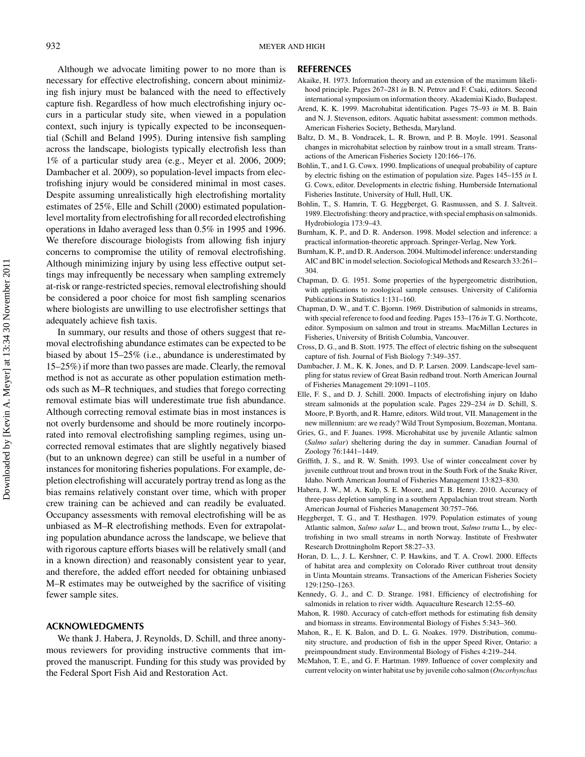Although we advocate limiting power to no more than is necessary for effective electrofishing, concern about minimizing fish injury must be balanced with the need to effectively capture fish. Regardless of how much electrofishing injury occurs in a particular study site, when viewed in a population context, such injury is typically expected to be inconsequential (Schill and Beland 1995). During intensive fish sampling across the landscape, biologists typically electrofish less than 1% of a particular study area (e.g., Meyer et al. 2006, 2009; Dambacher et al. 2009), so population-level impacts from electrofishing injury would be considered minimal in most cases. Despite assuming unrealistically high electrofishing mortality estimates of 25%, Elle and Schill (2000) estimated population-level mortality from electrofishing for all recorded electrofishing operations in Idaho averaged less than 0.5% in 1995 and 1996. We therefore discourage biologists from allowing fish injury concerns to compromise the utility of removal electrofishing. Although minimizing injury by using less effective output settings may infrequently be necessary when sampling extremely at-risk or range-restricted species, removal electrofishing should be considered a poor choice for most fish sampling scenarios where biologists are unwilling to use electrofisher settings that adequately achieve fish taxis.

In summary, our results and those of others suggest that removal electrofishing abundance estimates can be expected to be biased by about 15–25% (i.e., abundance is underestimated by 15–25%) if more than two passes are made. Clearly, the removal method is not as accurate as other population estimation methods such as M–R techniques, and studies that forego correcting removal estimate bias will underestimate true fish abundance. Although correcting removal estimate bias in most instances is not overly burdensome and should be more routinely incorporated into removal electrofishing sampling regimes, using uncorrected removal estimates that are slightly negatively biased (but to an unknown degree) can still be useful in a number of instances for monitoring fisheries populations. For example, depletion electrofishing will accurately portray trend as long as the bias remains relatively constant over time, which with proper crew training can be achieved and can readily be evaluated. Occupancy assessments with removal electrofishing will be as unbiased as M–R electrofishing methods. Even for extrapolating population abundance across the landscape, we believe that with rigorous capture efforts biases will be relatively small (and in a known direction) and reasonably consistent year to year, and therefore, the added effort needed for obtaining unbiased M–R estimates may be outweighed by the sacrifice of visiting fewer sample sites.

## ACKNOWLEDGMENTS

We thank J. Habera, J. Reynolds, D. Schill, and three anonymous reviewers for providing instructive comments that improved the manuscript. Funding for this study was provided by the Federal Sport Fish Aid and Restoration Act.

## REFERENCES

Akaike, H. 1973. Information theory and an extension of the maximum likelihood principle. Pages 267–281 *in* B. N. Petrov and F. Csaki, editors. Second international symposium on information theory. Akademiai Kiado, Budapest.

Arend, K. K. 1999. Macrohabitat identification. Pages 75–93 *in* M. B. Bain and N. J. Stevenson, editors. Aquatic habitat assessment: common methods. American Fisheries Society, Bethesda, Maryland.

Baltz, D. M., B. Vondracek, L. R. Brown, and P. B. Moyle. 1991. Seasonal changes in microhabitat selection by rainbow trout in a small stream. Transactions of the American Fisheries Society 120:166–176.

Bohlin, T., and I. G. Cowx. 1990. Implications of unequal probability of capture by electric fishing on the estimation of population size. Pages 145–155 *in* I. G. Cowx, editor. Developments in electric fishing. Humberside International Fisheries Institute, University of Hull, Hull, UK.

Bohlin, T., S. Hamrin, T. G. Heggberget, G. Rasmussen, and S. J. Saltveit. 1989. Electrofishing: theory and practice, with special emphasis on salmonids. Hydrobiologia 173:9–43.

Burnham, K. P., and D. R. Anderson. 1998. Model selection and inference: a practical information-theoretic approach. Springer-Verlag, New York.

Burnham, K. P., and D. R. Anderson. 2004. Multimodel inference: understanding AIC and BIC in model selection. Sociological Methods and Research 33:261–304.

Chapman, D. G. 1951. Some properties of the hypergeometric distribution, with applications to zoological sample censuses. University of California Publications in Statistics 1:131–160.

Chapman, D. W., and T. C. Bjornn. 1969. Distribution of salmonids in streams, with special reference to food and feeding. Pages 153–176 *in* T. G. Northcote, editor. Symposium on salmon and trout in streams. MacMillan Lectures in Fisheries, University of British Columbia, Vancouver.

Cross, D. G., and B. Stott. 1975. The effect of electric fishing on the subsequent capture of fish. Journal of Fish Biology 7:349–357.

Dambacher, J. M., K. K. Jones, and D. P. Larsen. 2009. Landscape-level sampling for status review of Great Basin redband trout. North American Journal of Fisheries Management 29:1091–1105.

Elle, F. S., and D. J. Schill. 2000. Impacts of electrofishing injury on Idaho stream salmonids at the population scale. Pages 229–234 *in* D. Schill, S. Moore, P. Byorth, and R. Hamre, editors. Wild trout, VII. Management in the new millennium: are we ready? Wild Trout Symposium, Bozeman, Montana.

Gries, G., and F. Juanes. 1998. Microhabitat use by juvenile Atlantic salmon (*Salmo salar*) sheltering during the day in summer. Canadian Journal of Zoology 76:1441–1449.

Griffith, J. S., and R. W. Smith. 1993. Use of winter concealment cover by juvenile cutthroat trout and brown trout in the South Fork of the Snake River, Idaho. North American Journal of Fisheries Management 13:823–830.

Habera, J. W., M. A. Kulp, S. E. Moore, and T. B. Henry. 2010. Accuracy of three-pass depletion sampling in a southern Appalachian trout stream. North American Journal of Fisheries Management 30:757–766.

Heggberget, T. G., and T. Hesthagen. 1979. Population estimates of young Atlantic salmon, *Salmo salar* L., and brown trout, *Salmo trutta* L., by electrofishing in two small streams in north Norway. Institute of Freshwater Research Drottningholm Report 58:27–33.

Horan, D. L., J. L. Kershner, C. P. Hawkins, and T. A. Crowl. 2000. Effects of habitat area and complexity on Colorado River cutthroat trout density in Uinta Mountain streams. Transactions of the American Fisheries Society 129:1250–1263.

Kennedy, G. J., and C. D. Strange. 1981. Efficiency of electrofishing for salmonids in relation to river width. Aquaculture Research 12:55–60.

Mahon, R. 1980. Accuracy of catch-effort methods for estimating fish density and biomass in streams. Environmental Biology of Fishes 5:343–360.

Mahon, R., E. K. Balon, and D. L. G. Noakes. 1979. Distribution, community structure, and production of fish in the upper Speed River, Ontario: a preimpoundment study. Environmental Biology of Fishes 4:219–244.

McMahon, T. E., and G. F. Hartman. 1989. Influence of cover complexity and current velocity on winter habitat use by juvenile coho salmon (*Oncorhynchus*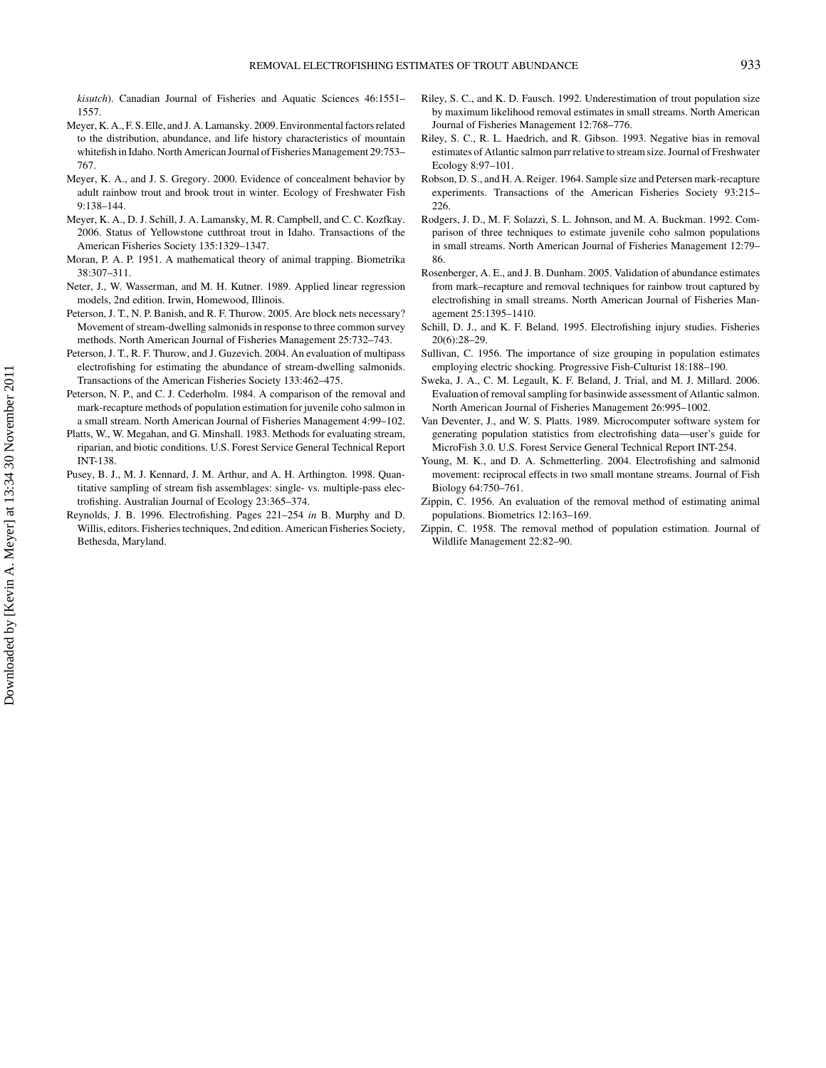*kisutch*). Canadian Journal of Fisheries and Aquatic Sciences 46:1551–1557.

Meyer, K. A., F. S. Elle, and J. A. Lamansky. 2009. Environmental factors related to the distribution, abundance, and life history characteristics of mountain whitefish in Idaho. North American Journal of Fisheries Management 29:753–767.

Meyer, K. A., and J. S. Gregory. 2000. Evidence of concealment behavior by adult rainbow trout and brook trout in winter. Ecology of Freshwater Fish 9:138–144.

Meyer, K. A., D. J. Schill, J. A. Lamansky, M. R. Campbell, and C. C. Kozfkay. 2006. Status of Yellowstone cutthroat trout in Idaho. Transactions of the American Fisheries Society 135:1329–1347.

Moran, P. A. P. 1951. A mathematical theory of animal trapping. Biometrika 38:307–311.

Neter, J., W. Wasserman, and M. H. Kutner. 1989. Applied linear regression models, 2nd edition. Irwin, Homewood, Illinois.

Peterson, J. T., N. P. Banish, and R. F. Thurow. 2005. Are block nets necessary? Movement of stream-dwelling salmonids in response to three common survey methods. North American Journal of Fisheries Management 25:732–743.

Peterson, J. T., R. F. Thurow, and J. Guzevich. 2004. An evaluation of multipass electrofishing for estimating the abundance of stream-dwelling salmonids. Transactions of the American Fisheries Society 133:462–475.

Peterson, N. P., and C. J. Cederholm. 1984. A comparison of the removal and mark-recapture methods of population estimation for juvenile coho salmon in a small stream. North American Journal of Fisheries Management 4:99–102.

Platts, W., W. Megahan, and G. Minshall. 1983. Methods for evaluating stream, riparian, and biotic conditions. U.S. Forest Service General Technical Report INT-138.

Pusey, B. J., M. J. Kennard, J. M. Arthur, and A. H. Arthington. 1998. Quantitative sampling of stream fish assemblages: single- vs. multiple-pass electrofishing. Australian Journal of Ecology 23:365–374.

Reynolds, J. B. 1996. Electrofishing. Pages 221–254 *in* B. Murphy and D. Willis, editors. Fisheries techniques, 2nd edition. American Fisheries Society, Bethesda, Maryland.

Riley, S. C., and K. D. Fausch. 1992. Underestimation of trout population size by maximum likelihood removal estimates in small streams. North American Journal of Fisheries Management 12:768–776.

Riley, S. C., R. L. Haedrich, and R. Gibson. 1993. Negative bias in removal estimates of Atlantic salmon parr relative to stream size. Journal of Freshwater Ecology 8:97–101.

Robson, D. S., and H. A. Reiger. 1964. Sample size and Petersen mark-recapture experiments. Transactions of the American Fisheries Society 93:215–226.

Rodgers, J. D., M. F. Solazzi, S. L. Johnson, and M. A. Buckman. 1992. Comparison of three techniques to estimate juvenile coho salmon populations in small streams. North American Journal of Fisheries Management 12:79–86.

Rosenberger, A. E., and J. B. Dunham. 2005. Validation of abundance estimates from mark–recapture and removal techniques for rainbow trout captured by electrofishing in small streams. North American Journal of Fisheries Management 25:1395–1410.

Schill, D. J., and K. F. Beland. 1995. Electrofishing injury studies. Fisheries 20(6):28–29.

Sullivan, C. 1956. The importance of size grouping in population estimates employing electric shocking. Progressive Fish-Culturist 18:188–190.

Sweka, J. A., C. M. Legault, K. F. Beland, J. Trial, and M. J. Millard. 2006. Evaluation of removal sampling for basinwide assessment of Atlantic salmon. North American Journal of Fisheries Management 26:995–1002.

Van Deventer, J., and W. S. Platts. 1989. Microcomputer software system for generating population statistics from electrofishing data—user's guide for MicroFish 3.0. U.S. Forest Service General Technical Report INT-254.

Young, M. K., and D. A. Schmetterling. 2004. Electrofishing and salmonid movement: reciprocal effects in two small montane streams. Journal of Fish Biology 64:750–761.

Zippin, C. 1956. An evaluation of the removal method of estimating animal populations. Biometrics 12:163–169.

Zippin, C. 1958. The removal method of population estimation. Journal of Wildlife Management 22:82–90.